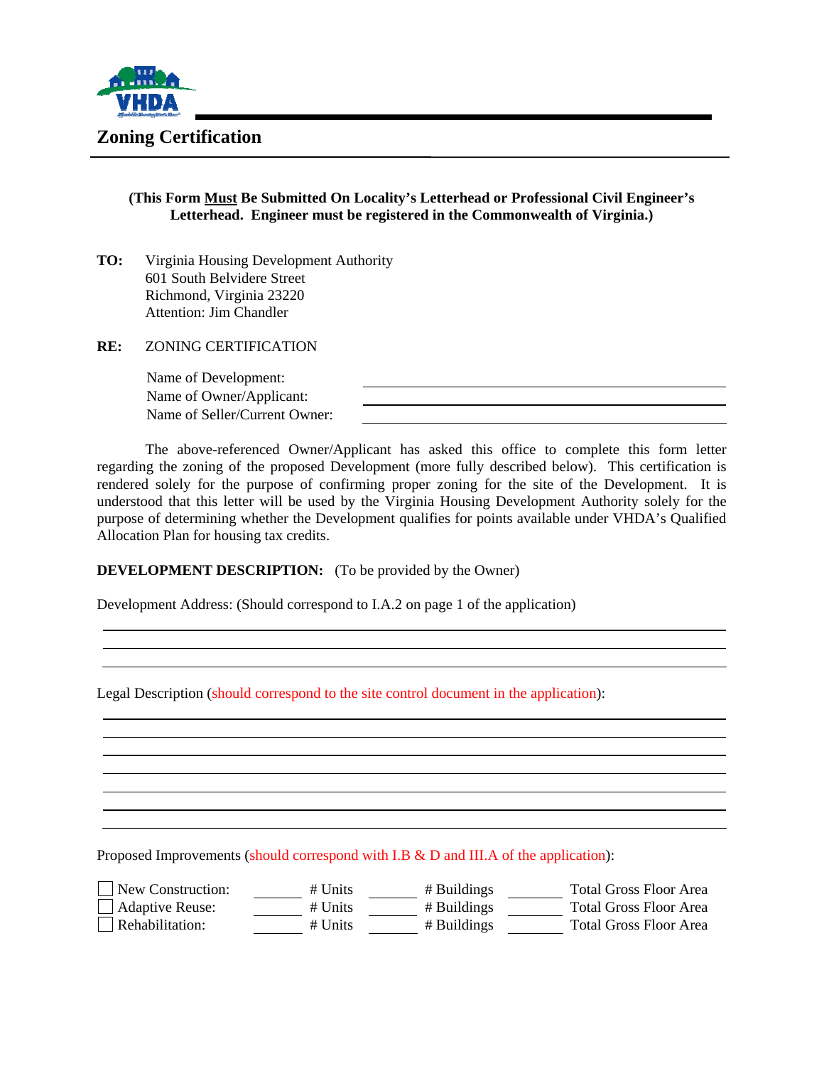# Zoning Certification

**(This Form Must Be Submitted On Locality's Letterhead or Professional Civil Engineer's Letterhead. Engineer must be registered in the Commonwealth of Virginia.)**

**TO:** Virginia Housing Development Authority
601 South Belvidere Street
Richmond, Virginia 23220
Attention: Jim Chandler

**RE:** ZONING CERTIFICATION

Name of Development: ______________________________

Name of Owner/Applicant: ______________________________

Name of Seller/Current Owner: ______________________________

The above-referenced Owner/Applicant has asked this office to complete this form letter regarding the zoning of the proposed Development (more fully described below). This certification is rendered solely for the purpose of confirming proper zoning for the site of the Development. It is understood that this letter will be used by the Virginia Housing Development Authority solely for the purpose of determining whether the Development qualifies for points available under VHDA's Qualified Allocation Plan for housing tax credits.

**DEVELOPMENT DESCRIPTION:** (To be provided by the Owner)

Development Address: (Should correspond to I.A.2 on page 1 of the application)

______________________________

______________________________

______________________________

Legal Description (should correspond to the site control document in the application):

______________________________

______________________________

______________________________

______________________________

______________________________

______________________________

______________________________

Proposed Improvements (should correspond with I.B & D and III.A of the application):

☐ New Construction: ______ # Units ______ # Buildings ______ Total Gross Floor Area

☐ Adaptive Reuse: ______ # Units ______ # Buildings ______ Total Gross Floor Area

☐ Rehabilitation: ______ # Units ______ # Buildings ______ Total Gross Floor Area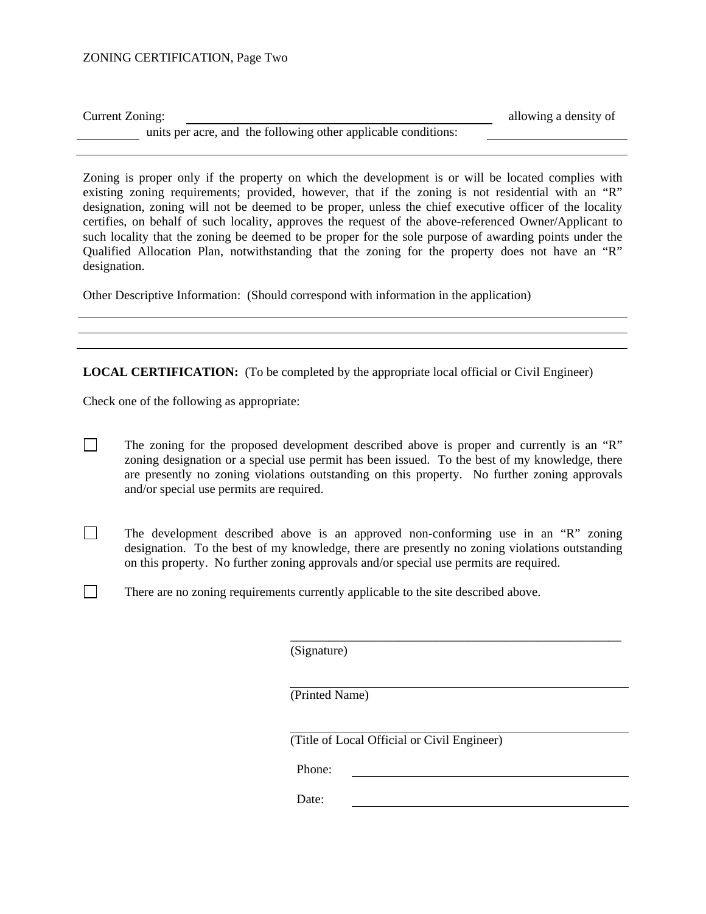ZONING CERTIFICATION, Page Two

Current Zoning: ______________________________ allowing a density of __________ units per acre, and the following other applicable conditions: ____________________

______________________________________________________________________

Zoning is proper only if the property on which the development is or will be located complies with existing zoning requirements; provided, however, that if the zoning is not residential with an "R" designation, zoning will not be deemed to be proper, unless the chief executive officer of the locality certifies, on behalf of such locality, approves the request of the above-referenced Owner/Applicant to such locality that the zoning be deemed to be proper for the sole purpose of awarding points under the Qualified Allocation Plan, notwithstanding that the zoning for the property does not have an "R" designation.

Other Descriptive Information: (Should correspond with information in the application)

______________________________________________________________________

______________________________________________________________________

______________________________________________________________________

**LOCAL CERTIFICATION:** (To be completed by the appropriate local official or Civil Engineer)

Check one of the following as appropriate:

☐ The zoning for the proposed development described above is proper and currently is an "R" zoning designation or a special use permit has been issued. To the best of my knowledge, there are presently no zoning violations outstanding on this property. No further zoning approvals and/or special use permits are required.

☐ The development described above is an approved non-conforming use in an "R" zoning designation. To the best of my knowledge, there are presently no zoning violations outstanding on this property. No further zoning approvals and/or special use permits are required.

☐ There are no zoning requirements currently applicable to the site described above.

______________________________
(Signature)

______________________________
(Printed Name)

______________________________
(Title of Local Official or Civil Engineer)

Phone: ______________________________

Date: ______________________________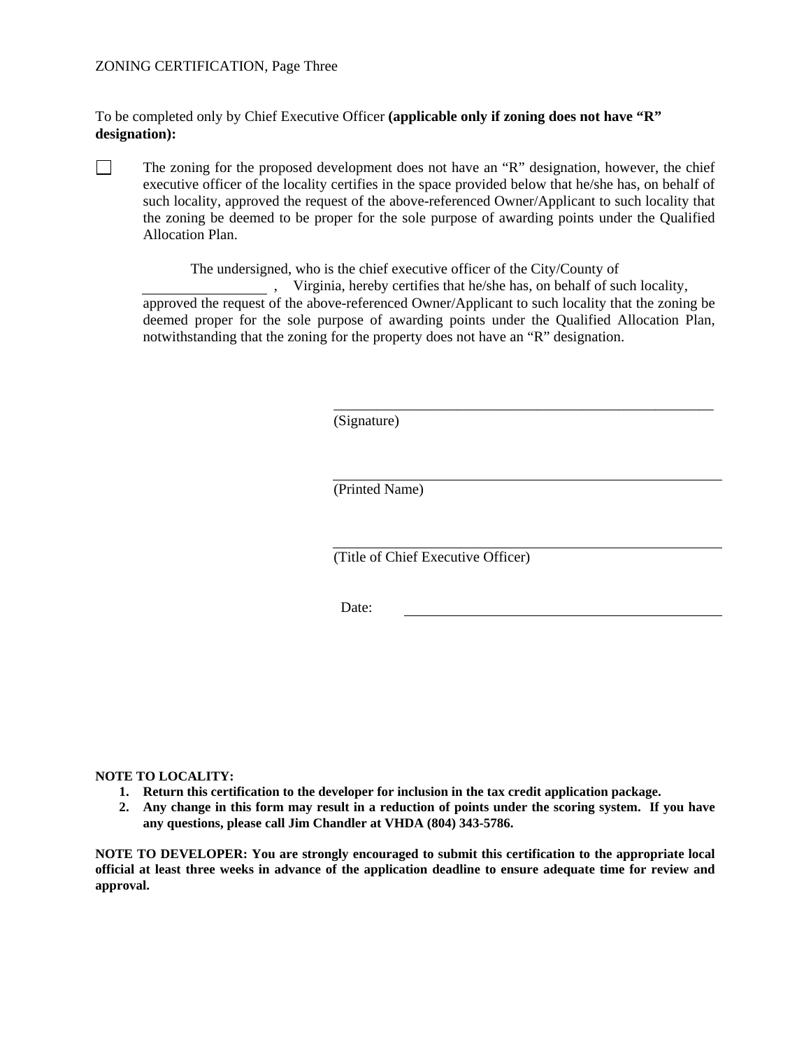ZONING CERTIFICATION, Page Three

To be completed only by Chief Executive Officer **(applicable only if zoning does not have "R" designation):**

☐ The zoning for the proposed development does not have an "R" designation, however, the chief executive officer of the locality certifies in the space provided below that he/she has, on behalf of such locality, approved the request of the above-referenced Owner/Applicant to such locality that the zoning be deemed to be proper for the sole purpose of awarding points under the Qualified Allocation Plan.

The undersigned, who is the chief executive officer of the City/County of \_\_\_\_\_\_\_\_\_\_\_\_\_\_\_\_\_\_, Virginia, hereby certifies that he/she has, on behalf of such locality, approved the request of the above-referenced Owner/Applicant to such locality that the zoning be deemed proper for the sole purpose of awarding points under the Qualified Allocation Plan, notwithstanding that the zoning for the property does not have an "R" designation.

\_\_\_\_\_\_\_\_\_\_\_\_\_\_\_\_\_\_\_\_\_\_\_\_\_\_\_\_\_\_\_\_\_\_\_\_\_\_\_\_\_\_\_\_\_\_\_\_
(Signature)

\_\_\_\_\_\_\_\_\_\_\_\_\_\_\_\_\_\_\_\_\_\_\_\_\_\_\_\_\_\_\_\_\_\_\_\_\_\_\_\_\_\_\_\_\_\_\_\_
(Printed Name)

\_\_\_\_\_\_\_\_\_\_\_\_\_\_\_\_\_\_\_\_\_\_\_\_\_\_\_\_\_\_\_\_\_\_\_\_\_\_\_\_\_\_\_\_\_\_\_\_
(Title of Chief Executive Officer)

Date: \_\_\_\_\_\_\_\_\_\_\_\_\_\_\_\_\_\_\_\_\_\_\_\_\_\_\_\_\_\_\_\_\_\_\_\_\_\_\_\_

**NOTE TO LOCALITY:**

1. **Return this certification to the developer for inclusion in the tax credit application package.**
2. **Any change in this form may result in a reduction of points under the scoring system. If you have any questions, please call Jim Chandler at VHDA (804) 343-5786.**

**NOTE TO DEVELOPER: You are strongly encouraged to submit this certification to the appropriate local official at least three weeks in advance of the application deadline to ensure adequate time for review and approval.**